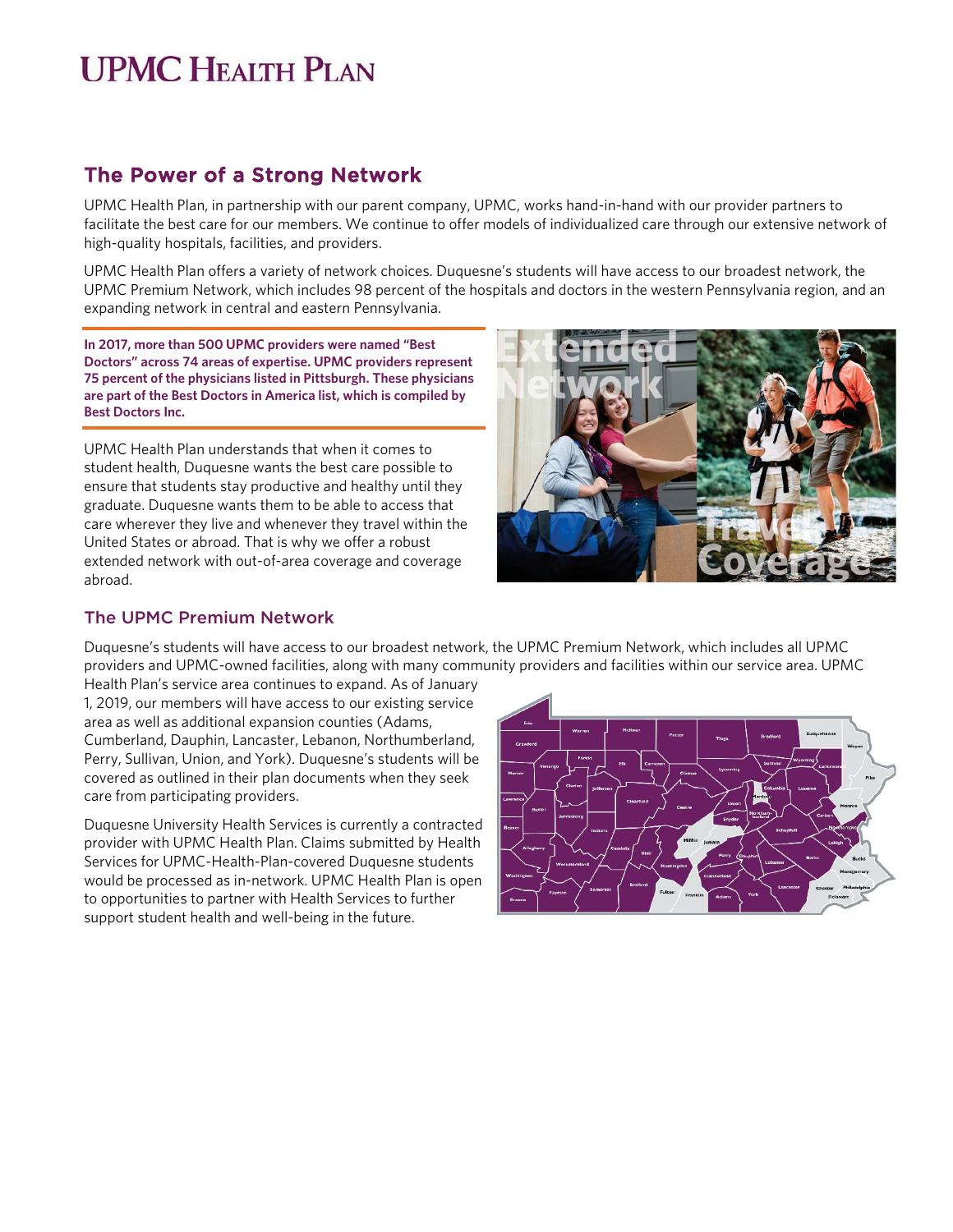# UPMC Health Plan

## The Power of a Strong Network

UPMC Health Plan, in partnership with our parent company, UPMC, works hand-in-hand with our provider partners to facilitate the best care for our members. We continue to offer models of individualized care through our extensive network of high-quality hospitals, facilities, and providers.

UPMC Health Plan offers a variety of network choices. Duquesne's students will have access to our broadest network, the UPMC Premium Network, which includes 98 percent of the hospitals and doctors in the western Pennsylvania region, and an expanding network in central and eastern Pennsylvania.

**In 2017, more than 500 UPMC providers were named "Best Doctors" across 74 areas of expertise. UPMC providers represent 75 percent of the physicians listed in Pittsburgh. These physicians are part of the Best Doctors in America list, which is compiled by Best Doctors Inc.**

UPMC Health Plan understands that when it comes to student health, Duquesne wants the best care possible to ensure that students stay productive and healthy until they graduate. Duquesne wants them to be able to access that care wherever they live and whenever they travel within the United States or abroad. That is why we offer a robust extended network with out-of-area coverage and coverage abroad.

### The UPMC Premium Network

Duquesne's students will have access to our broadest network, the UPMC Premium Network, which includes all UPMC providers and UPMC-owned facilities, along with many community providers and facilities within our service area. UPMC Health Plan's service area continues to expand. As of January 1, 2019, our members will have access to our existing service area as well as additional expansion counties (Adams, Cumberland, Dauphin, Lancaster, Lebanon, Northumberland, Perry, Sullivan, Union, and York). Duquesne's students will be covered as outlined in their plan documents when they seek care from participating providers.

Duquesne University Health Services is currently a contracted provider with UPMC Health Plan. Claims submitted by Health Services for UPMC-Health-Plan-covered Duquesne students would be processed as in-network. UPMC Health Plan is open to opportunities to partner with Health Services to further support student health and well-being in the future.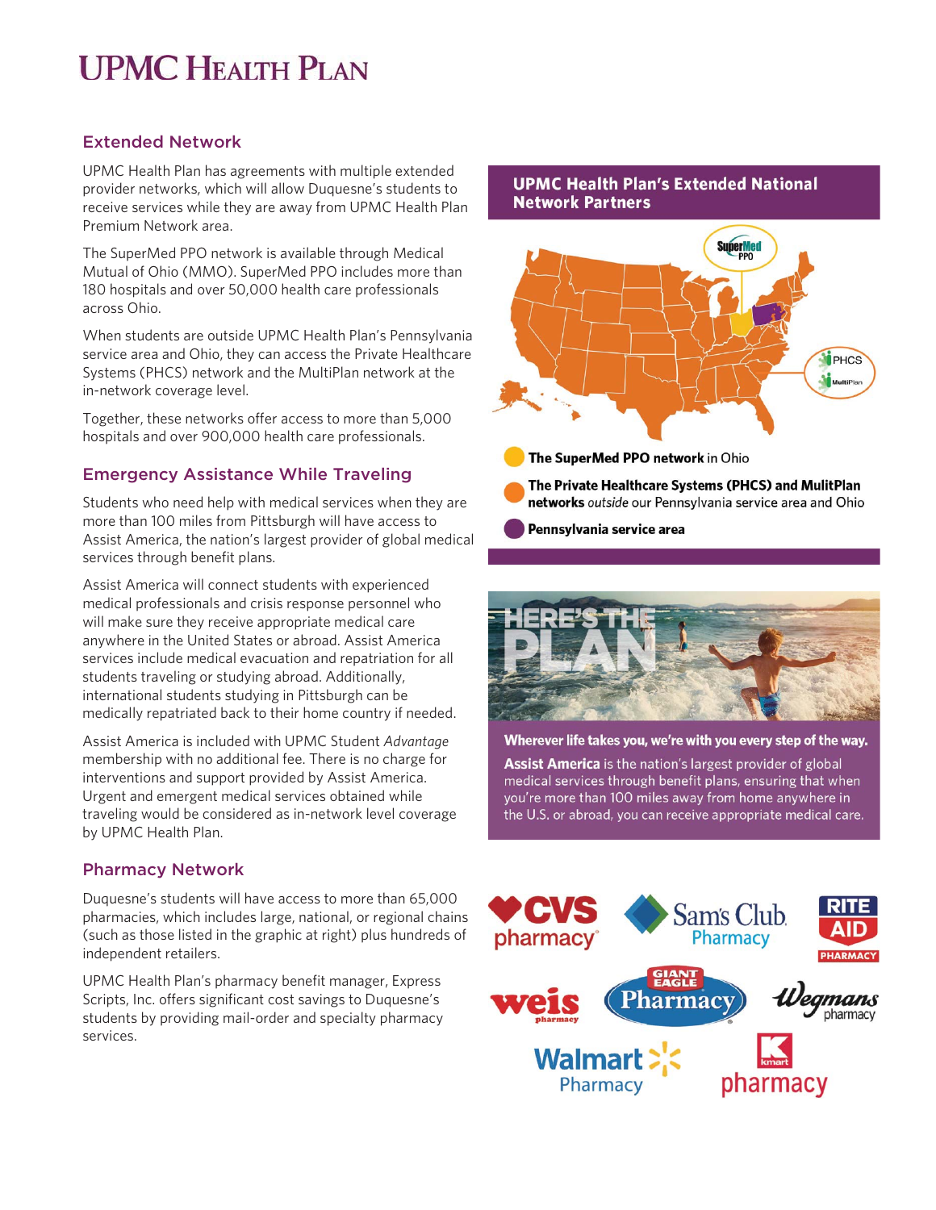# UPMC Health Plan

## Extended Network

UPMC Health Plan has agreements with multiple extended provider networks, which will allow Duquesne's students to receive services while they are away from UPMC Health Plan Premium Network area.

The SuperMed PPO network is available through Medical Mutual of Ohio (MMO). SuperMed PPO includes more than 180 hospitals and over 50,000 health care professionals across Ohio.

When students are outside UPMC Health Plan's Pennsylvania service area and Ohio, they can access the Private Healthcare Systems (PHCS) network and the MultiPlan network at the in-network coverage level.

Together, these networks offer access to more than 5,000 hospitals and over 900,000 health care professionals.

## Emergency Assistance While Traveling

Students who need help with medical services when they are more than 100 miles from Pittsburgh will have access to Assist America, the nation's largest provider of global medical services through benefit plans.

Assist America will connect students with experienced medical professionals and crisis response personnel who will make sure they receive appropriate medical care anywhere in the United States or abroad. Assist America services include medical evacuation and repatriation for all students traveling or studying abroad. Additionally, international students studying in Pittsburgh can be medically repatriated back to their home country if needed.

Assist America is included with UPMC Student *Advantage* membership with no additional fee. There is no charge for interventions and support provided by Assist America. Urgent and emergent medical services obtained while traveling would be considered as in-network level coverage by UPMC Health Plan.

## Pharmacy Network

Duquesne's students will have access to more than 65,000 pharmacies, which includes large, national, or regional chains (such as those listed in the graphic at right) plus hundreds of independent retailers.

UPMC Health Plan's pharmacy benefit manager, Express Scripts, Inc. offers significant cost savings to Duquesne's students by providing mail-order and specialty pharmacy services.

### UPMC Health Plan's Extended National Network Partners

SuperMed PPO

PHCS

MultiPlan

**The SuperMed PPO network** in Ohio

**The Private Healthcare Systems (PHCS) and MulitPlan networks** *outside* our Pennsylvania service area and Ohio

**Pennsylvania service area**

HERE'S THE PLAN

**Wherever life takes you, we're with you every step of the way.**

**Assist America** is the nation's largest provider of global medical services through benefit plans, ensuring that when you're more than 100 miles away from home anywhere in the U.S. or abroad, you can receive appropriate medical care.

CVS pharmacy · Sam's Club Pharmacy · Rite Aid Pharmacy · Weis pharmacy · Giant Eagle Pharmacy · Wegmans pharmacy · Walmart Pharmacy · Kmart pharmacy